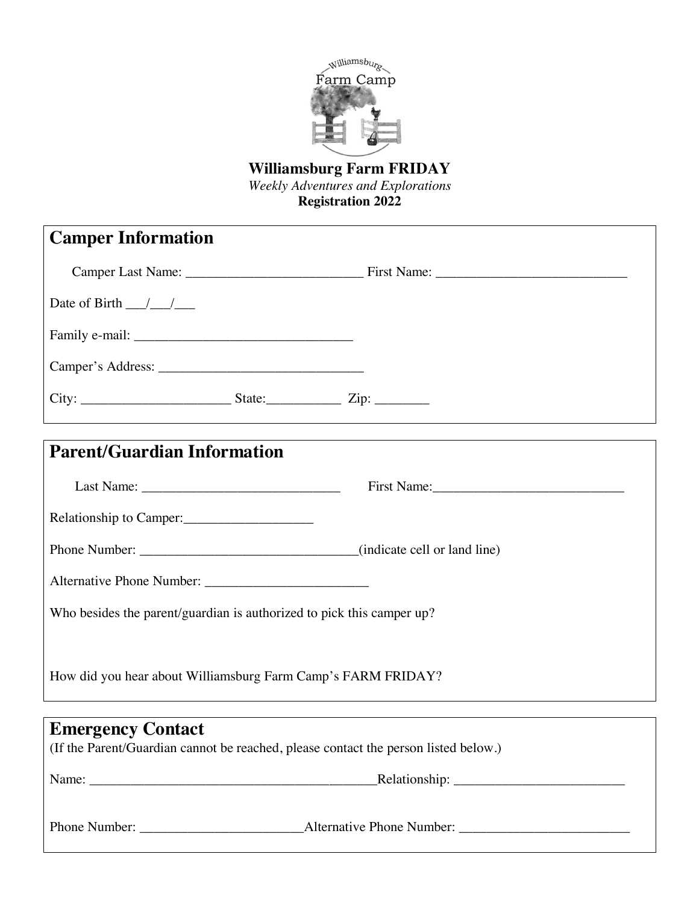Williamsburg Farm Camp

**Williamsburg Farm FRIDAY**

*Weekly Adventures and Explorations*

**Registration 2022**

## Camper Information

Camper Last Name: __________________________ First Name: ____________________________

Date of Birth ___/___/___

Family e-mail: ________________________________

Camper's Address: ______________________________

City: ______________________ State:___________ Zip: ________

## Parent/Guardian Information

Last Name: ______________________________ First Name:____________________________

Relationship to Camper:___________________

Phone Number: ________________________________(indicate cell or land line)

Alternative Phone Number: ________________________

Who besides the parent/guardian is authorized to pick this camper up?

How did you hear about Williamsburg Farm Camp's FARM FRIDAY?

## Emergency Contact

(If the Parent/Guardian cannot be reached, please contact the person listed below.)

Name: __________________________________________Relationship: _________________________

Phone Number: ________________________Alternative Phone Number: _________________________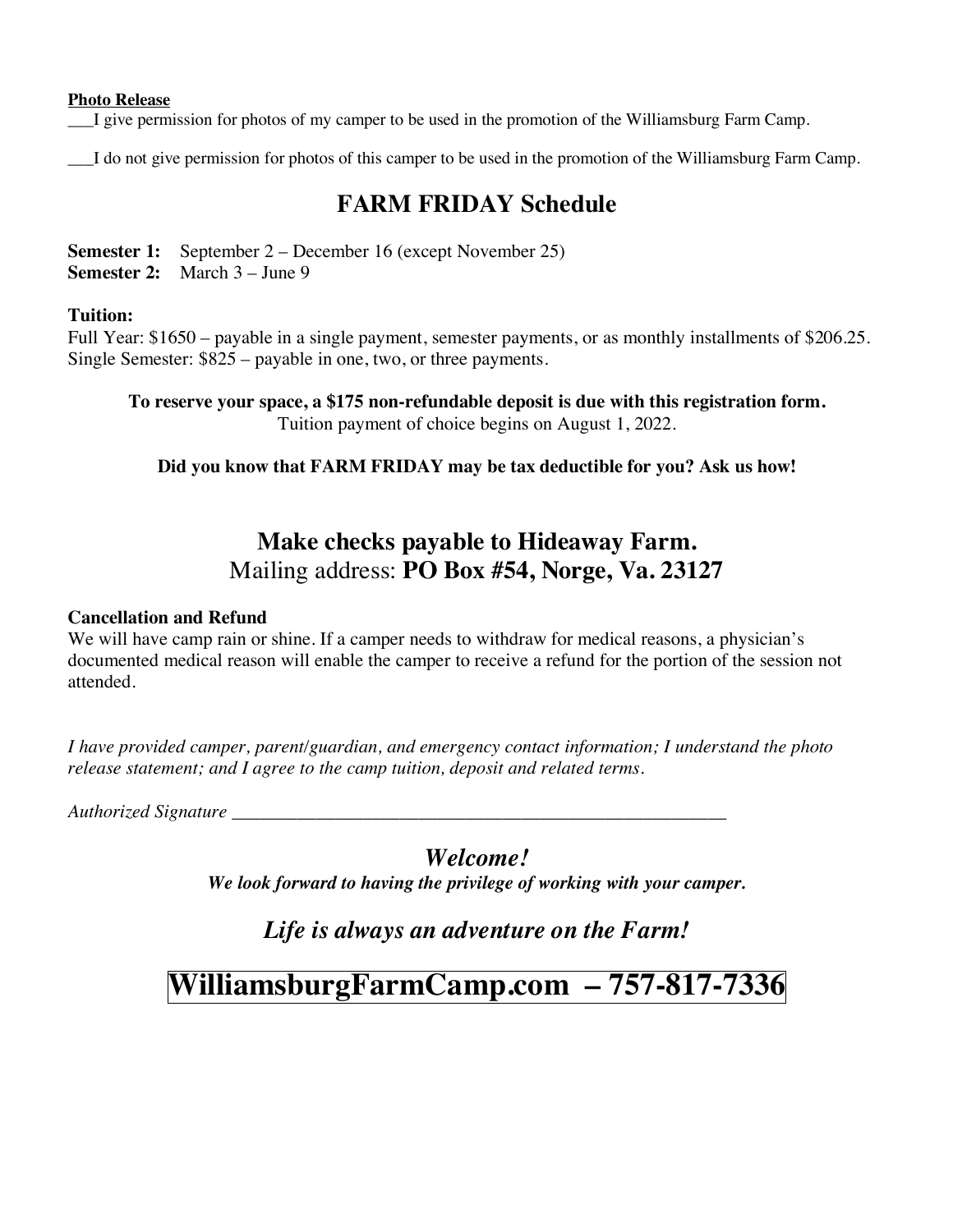**Photo Release**

___I give permission for photos of my camper to be used in the promotion of the Williamsburg Farm Camp.

___I do not give permission for photos of this camper to be used in the promotion of the Williamsburg Farm Camp.

## FARM FRIDAY Schedule

**Semester 1:** September 2 – December 16 (except November 25)
**Semester 2:** March 3 – June 9

**Tuition:**
Full Year: $1650 – payable in a single payment, semester payments, or as monthly installments of $206.25.
Single Semester: $825 – payable in one, two, or three payments.

**To reserve your space, a $175 non-refundable deposit is due with this registration form.**
Tuition payment of choice begins on August 1, 2022.

**Did you know that FARM FRIDAY may be tax deductible for you? Ask us how!**

## Make checks payable to Hideaway Farm.
Mailing address: **PO Box #54, Norge, Va. 23127**

**Cancellation and Refund**
We will have camp rain or shine. If a camper needs to withdraw for medical reasons, a physician's documented medical reason will enable the camper to receive a refund for the portion of the session not attended.

*I have provided camper, parent/guardian, and emergency contact information; I understand the photo release statement; and I agree to the camp tuition, deposit and related terms.*

*Authorized Signature* ___________________________________________________________

***Welcome!***
***We look forward to having the privilege of working with your camper.***

***Life is always an adventure on the Farm!***

# WilliamsburgFarmCamp.com – 757-817-7336